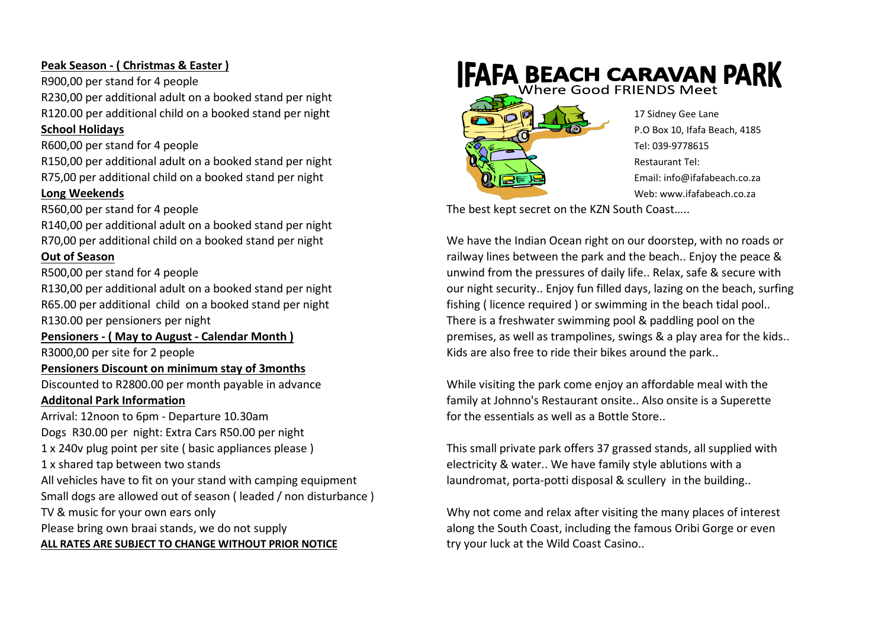**Peak Season - ( Christmas & Easter )**

R900,00 per stand for 4 people
R230,00 per additional adult on a booked stand per night
R120.00 per additional child on a booked stand per night

**School Holidays**

R600,00 per stand for 4 people
R150,00 per additional adult on a booked stand per night
R75,00 per additional child on a booked stand per night

**Long Weekends**

R560,00 per stand for 4 people
R140,00 per additional adult on a booked stand per night
R70,00 per additional child on a booked stand per night

**Out of Season**

R500,00 per stand for 4 people
R130,00 per additional adult on a booked stand per night
R65.00 per additional child on a booked stand per night
R130.00 per pensioners per night

**Pensioners - ( May to August - Calendar Month )**

R3000,00 per site for 2 people

**Pensioners Discount on minimum stay of 3months**

Discounted to R2800.00 per month payable in advance

**Additonal Park Information**

Arrival: 12noon to 6pm - Departure 10.30am
Dogs R30.00 per night: Extra Cars R50.00 per night
1 x 240v plug point per site ( basic appliances please )
1 x shared tap between two stands
All vehicles have to fit on your stand with camping equipment
Small dogs are allowed out of season ( leaded / non disturbance )
TV & music for your own ears only
Please bring own braai stands, we do not supply

**ALL RATES ARE SUBJECT TO CHANGE WITHOUT PRIOR NOTICE**

# IFAFA BEACH CARAVAN PARK

Where Good FRIENDS Meet

17 Sidney Gee Lane
P.O Box 10, Ifafa Beach, 4185
Tel: 039-9778615
Restaurant Tel:
Email: info@ifafabeach.co.za
Web: www.ifafabeach.co.za

The best kept secret on the KZN South Coast…..

We have the Indian Ocean right on our doorstep, with no roads or railway lines between the park and the beach.. Enjoy the peace & unwind from the pressures of daily life.. Relax, safe & secure with our night security.. Enjoy fun filled days, lazing on the beach, surfing fishing ( licence required ) or swimming in the beach tidal pool.. There is a freshwater swimming pool & paddling pool on the premises, as well as trampolines, swings & a play area for the kids.. Kids are also free to ride their bikes around the park..

While visiting the park come enjoy an affordable meal with the family at Johnno's Restaurant onsite.. Also onsite is a Superette for the essentials as well as a Bottle Store..

This small private park offers 37 grassed stands, all supplied with electricity & water.. We have family style ablutions with a laundromat, porta-potti disposal & scullery in the building..

Why not come and relax after visiting the many places of interest along the South Coast, including the famous Oribi Gorge or even try your luck at the Wild Coast Casino..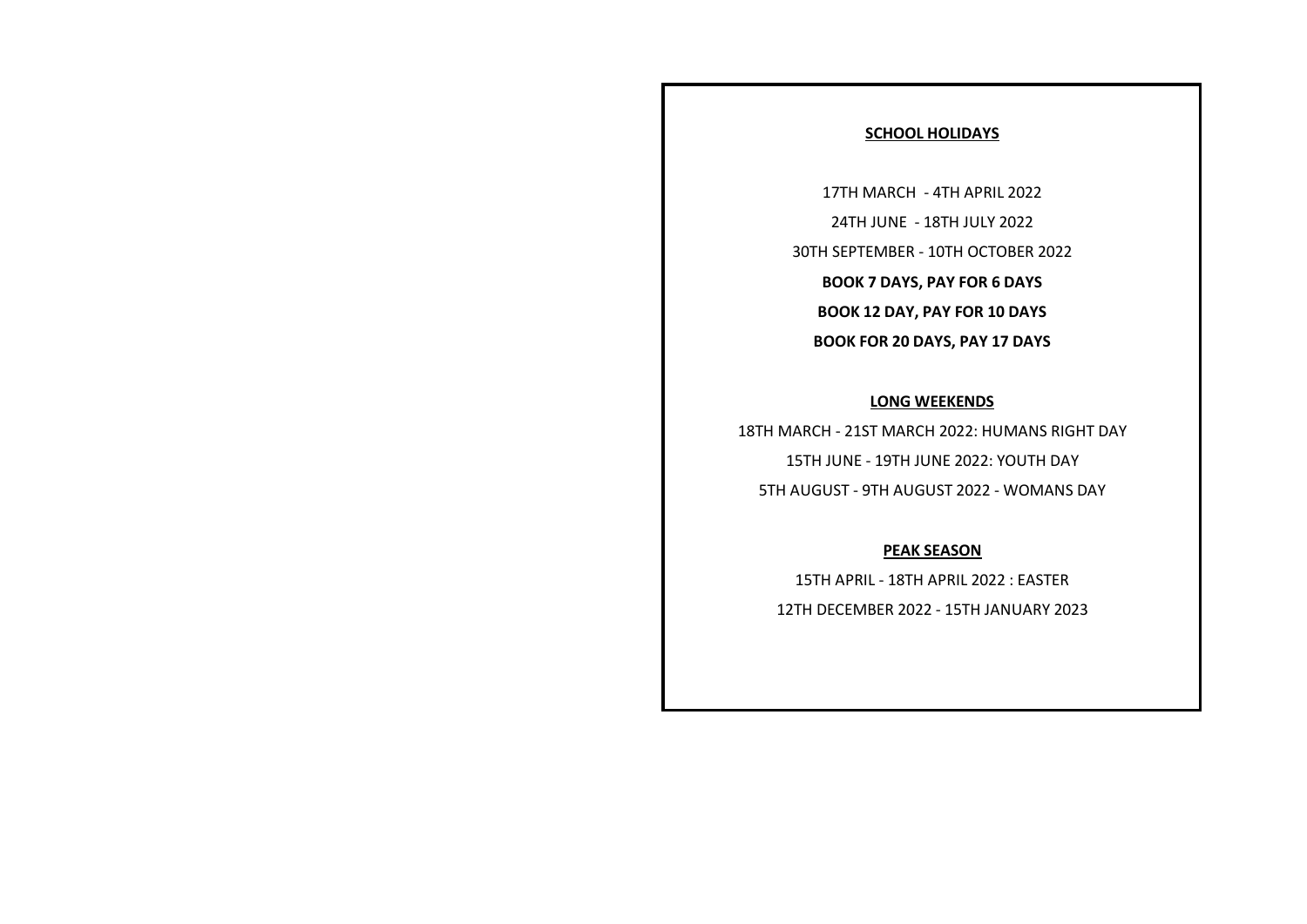## SCHOOL HOLIDAYS

17TH MARCH - 4TH APRIL 2022

24TH JUNE - 18TH JULY 2022

30TH SEPTEMBER - 10TH OCTOBER 2022

**BOOK 7 DAYS, PAY FOR 6 DAYS**

**BOOK 12 DAY, PAY FOR 10 DAYS**

**BOOK FOR 20 DAYS, PAY 17 DAYS**

## LONG WEEKENDS

18TH MARCH - 21ST MARCH 2022: HUMANS RIGHT DAY

15TH JUNE - 19TH JUNE 2022: YOUTH DAY

5TH AUGUST - 9TH AUGUST 2022 - WOMANS DAY

## PEAK SEASON

15TH APRIL - 18TH APRIL 2022 : EASTER

12TH DECEMBER 2022 - 15TH JANUARY 2023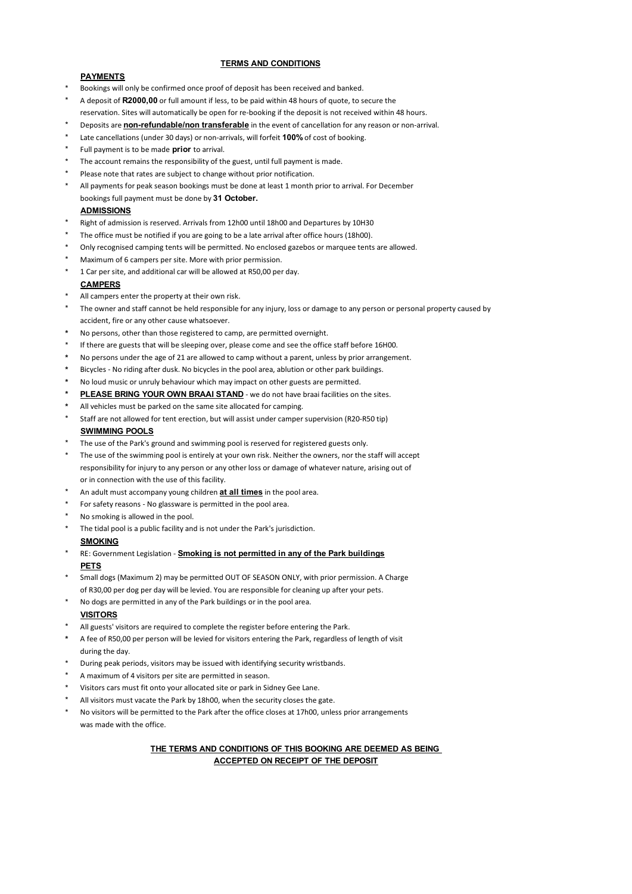# TERMS AND CONDITIONS

## PAYMENTS

- Bookings will only be confirmed once proof of deposit has been received and banked.
- A deposit of **R2000,00** or full amount if less, to be paid within 48 hours of quote, to secure the reservation. Sites will automatically be open for re-booking if the deposit is not received within 48 hours.
- Deposits are **non-refundable/non transferable** in the event of cancellation for any reason or non-arrival.
- Late cancellations (under 30 days) or non-arrivals, will forfeit **100%** of cost of booking.
- Full payment is to be made **prior** to arrival.
- The account remains the responsibility of the guest, until full payment is made.
- Please note that rates are subject to change without prior notification.
- All payments for peak season bookings must be done at least 1 month prior to arrival. For December bookings full payment must be done by **31 October.**

## ADMISSIONS

- Right of admission is reserved. Arrivals from 12h00 until 18h00 and Departures by 10H30
- The office must be notified if you are going to be a late arrival after office hours (18h00).
- Only recognised camping tents will be permitted. No enclosed gazebos or marquee tents are allowed.
- Maximum of 6 campers per site. More with prior permission.
- 1 Car per site, and additional car will be allowed at R50,00 per day.

## CAMPERS

- All campers enter the property at their own risk.
- The owner and staff cannot be held responsible for any injury, loss or damage to any person or personal property caused by accident, fire or any other cause whatsoever.
- No persons, other than those registered to camp, are permitted overnight.
- If there are guests that will be sleeping over, please come and see the office staff before 16H00.
- No persons under the age of 21 are allowed to camp without a parent, unless by prior arrangement.
- Bicycles - No riding after dusk. No bicycles in the pool area, ablution or other park buildings.
- No loud music or unruly behaviour which may impact on other guests are permitted.
- **PLEASE BRING YOUR OWN BRAAI STAND** - we do not have braai facilities on the sites.
- All vehicles must be parked on the same site allocated for camping.
- Staff are not allowed for tent erection, but will assist under camper supervision (R20-R50 tip)

## SWIMMING POOLS

- The use of the Park's ground and swimming pool is reserved for registered guests only.
- The use of the swimming pool is entirely at your own risk. Neither the owners, nor the staff will accept responsibility for injury to any person or any other loss or damage of whatever nature, arising out of or in connection with the use of this facility.
- An adult must accompany young children **at all times** in the pool area.
- For safety reasons - No glassware is permitted in the pool area.
- No smoking is allowed in the pool.
- The tidal pool is a public facility and is not under the Park's jurisdiction.

## SMOKING

- RE: Government Legislation - **Smoking is not permitted in any of the Park buildings**

## PETS

- Small dogs (Maximum 2) may be permitted OUT OF SEASON ONLY, with prior permission. A Charge of R30,00 per dog per day will be levied. You are responsible for cleaning up after your pets.
- No dogs are permitted in any of the Park buildings or in the pool area.

## VISITORS

- All guests' visitors are required to complete the register before entering the Park.
- A fee of R50,00 per person will be levied for visitors entering the Park, regardless of length of visit during the day.
- During peak periods, visitors may be issued with identifying security wristbands.
- A maximum of 4 visitors per site are permitted in season.
- Visitors cars must fit onto your allocated site or park in Sidney Gee Lane.
- All visitors must vacate the Park by 18h00, when the security closes the gate.
- No visitors will be permitted to the Park after the office closes at 17h00, unless prior arrangements was made with the office.

**THE TERMS AND CONDITIONS OF THIS BOOKING ARE DEEMED AS BEING ACCEPTED ON RECEIPT OF THE DEPOSIT**